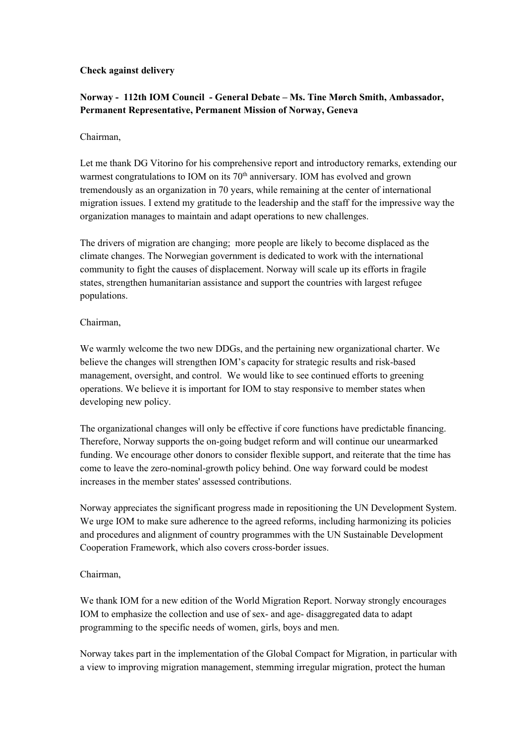**Check against delivery**

**Norway - 112th IOM Council - General Debate – Ms. Tine Mørch Smith, Ambassador, Permanent Representative, Permanent Mission of Norway, Geneva**

Chairman,

Let me thank DG Vitorino for his comprehensive report and introductory remarks, extending our warmest congratulations to IOM on its 70th anniversary. IOM has evolved and grown tremendously as an organization in 70 years, while remaining at the center of international migration issues. I extend my gratitude to the leadership and the staff for the impressive way the organization manages to maintain and adapt operations to new challenges.

The drivers of migration are changing; more people are likely to become displaced as the climate changes. The Norwegian government is dedicated to work with the international community to fight the causes of displacement. Norway will scale up its efforts in fragile states, strengthen humanitarian assistance and support the countries with largest refugee populations.

Chairman,

We warmly welcome the two new DDGs, and the pertaining new organizational charter. We believe the changes will strengthen IOM's capacity for strategic results and risk-based management, oversight, and control. We would like to see continued efforts to greening operations. We believe it is important for IOM to stay responsive to member states when developing new policy.

The organizational changes will only be effective if core functions have predictable financing. Therefore, Norway supports the on-going budget reform and will continue our unearmarked funding. We encourage other donors to consider flexible support, and reiterate that the time has come to leave the zero-nominal-growth policy behind. One way forward could be modest increases in the member states' assessed contributions.

Norway appreciates the significant progress made in repositioning the UN Development System. We urge IOM to make sure adherence to the agreed reforms, including harmonizing its policies and procedures and alignment of country programmes with the UN Sustainable Development Cooperation Framework, which also covers cross-border issues.

Chairman,

We thank IOM for a new edition of the World Migration Report. Norway strongly encourages IOM to emphasize the collection and use of sex- and age- disaggregated data to adapt programming to the specific needs of women, girls, boys and men.

Norway takes part in the implementation of the Global Compact for Migration, in particular with a view to improving migration management, stemming irregular migration, protect the human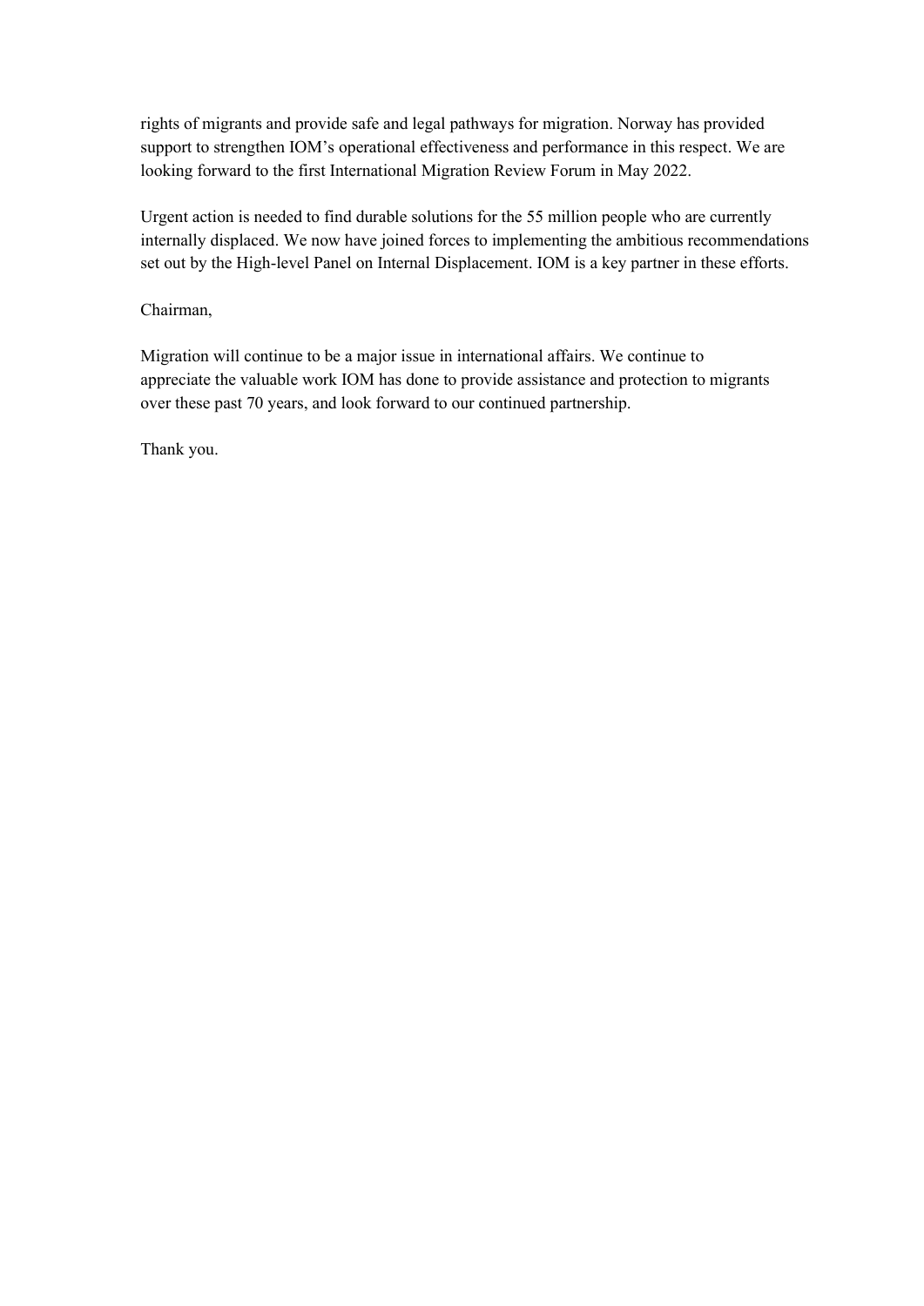rights of migrants and provide safe and legal pathways for migration. Norway has provided support to strengthen IOM's operational effectiveness and performance in this respect. We are looking forward to the first International Migration Review Forum in May 2022.

Urgent action is needed to find durable solutions for the 55 million people who are currently internally displaced. We now have joined forces to implementing the ambitious recommendations set out by the High-level Panel on Internal Displacement. IOM is a key partner in these efforts.

Chairman,

Migration will continue to be a major issue in international affairs. We continue to appreciate the valuable work IOM has done to provide assistance and protection to migrants over these past 70 years, and look forward to our continued partnership.

Thank you.